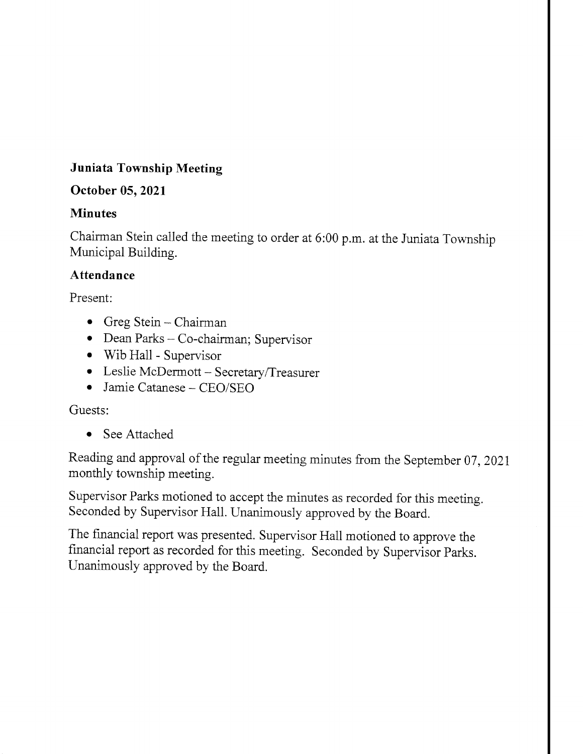## Juniata Township Meeting

## October 05, 2021

## Minutes

Chairman Stein called the meeting to order at 6:00 p.m. at the Juniata Township Municipal Building.

### Attendance

Present:

- Greg Stein – Chairman
- Dean Parks – Co-chairman; Supervisor
- Wib Hall - Supervisor
- Leslie McDermott – Secretary/Treasurer
- Jamie Catanese – CEO/SEO

Guests:

- See Attached

Reading and approval of the regular meeting minutes from the September 07, 2021 monthly township meeting.

Supervisor Parks motioned to accept the minutes as recorded for this meeting. Seconded by Supervisor Hall. Unanimously approved by the Board.

The financial report was presented. Supervisor Hall motioned to approve the financial report as recorded for this meeting. Seconded by Supervisor Parks. Unanimously approved by the Board.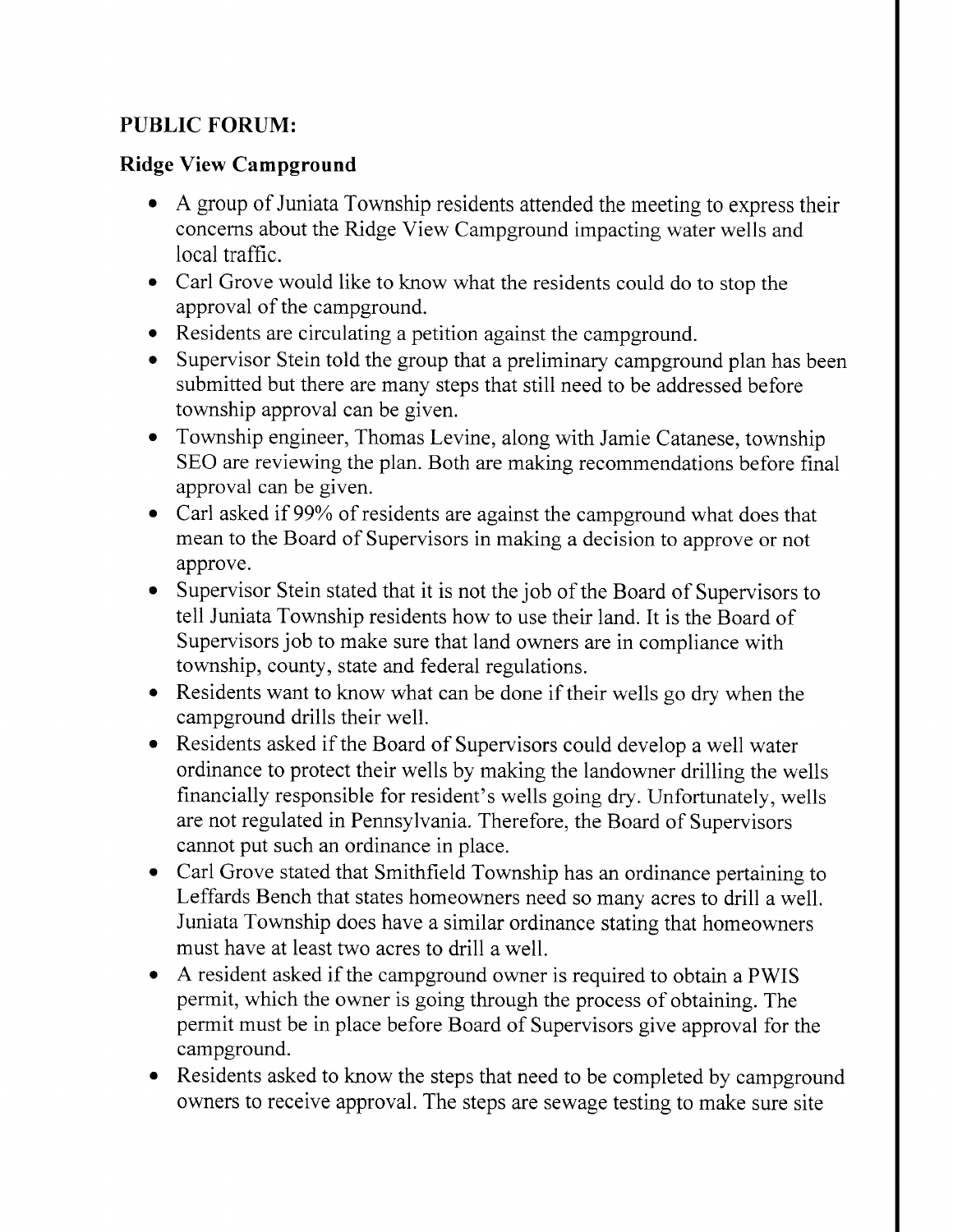**PUBLIC FORUM:**

**Ridge View Campground**

- A group of Juniata Township residents attended the meeting to express their concerns about the Ridge View Campground impacting water wells and local traffic.
- Carl Grove would like to know what the residents could do to stop the approval of the campground.
- Residents are circulating a petition against the campground.
- Supervisor Stein told the group that a preliminary campground plan has been submitted but there are many steps that still need to be addressed before township approval can be given.
- Township engineer, Thomas Levine, along with Jamie Catanese, township SEO are reviewing the plan. Both are making recommendations before final approval can be given.
- Carl asked if 99% of residents are against the campground what does that mean to the Board of Supervisors in making a decision to approve or not approve.
- Supervisor Stein stated that it is not the job of the Board of Supervisors to tell Juniata Township residents how to use their land. It is the Board of Supervisors job to make sure that land owners are in compliance with township, county, state and federal regulations.
- Residents want to know what can be done if their wells go dry when the campground drills their well.
- Residents asked if the Board of Supervisors could develop a well water ordinance to protect their wells by making the landowner drilling the wells financially responsible for resident's wells going dry. Unfortunately, wells are not regulated in Pennsylvania. Therefore, the Board of Supervisors cannot put such an ordinance in place.
- Carl Grove stated that Smithfield Township has an ordinance pertaining to Leffards Bench that states homeowners need so many acres to drill a well. Juniata Township does have a similar ordinance stating that homeowners must have at least two acres to drill a well.
- A resident asked if the campground owner is required to obtain a PWIS permit, which the owner is going through the process of obtaining. The permit must be in place before Board of Supervisors give approval for the campground.
- Residents asked to know the steps that need to be completed by campground owners to receive approval. The steps are sewage testing to make sure site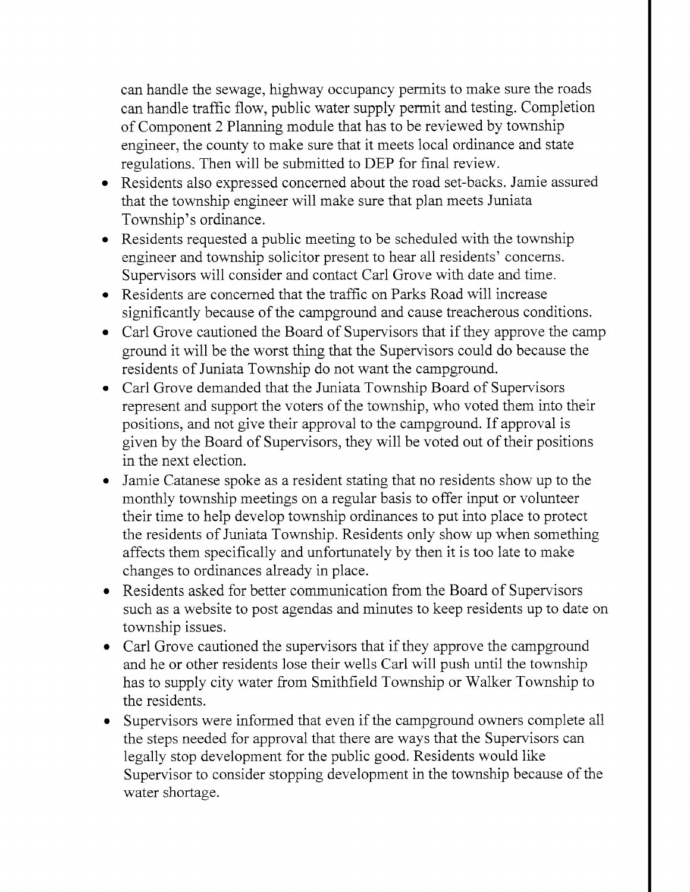can handle the sewage, highway occupancy permits to make sure the roads can handle traffic flow, public water supply permit and testing. Completion of Component 2 Planning module that has to be reviewed by township engineer, the county to make sure that it meets local ordinance and state regulations. Then will be submitted to DEP for final review.

- Residents also expressed concerned about the road set-backs. Jamie assured that the township engineer will make sure that plan meets Juniata Township's ordinance.
- Residents requested a public meeting to be scheduled with the township engineer and township solicitor present to hear all residents' concerns. Supervisors will consider and contact Carl Grove with date and time.
- Residents are concerned that the traffic on Parks Road will increase significantly because of the campground and cause treacherous conditions.
- Carl Grove cautioned the Board of Supervisors that if they approve the camp ground it will be the worst thing that the Supervisors could do because the residents of Juniata Township do not want the campground.
- Carl Grove demanded that the Juniata Township Board of Supervisors represent and support the voters of the township, who voted them into their positions, and not give their approval to the campground. If approval is given by the Board of Supervisors, they will be voted out of their positions in the next election.
- Jamie Catanese spoke as a resident stating that no residents show up to the monthly township meetings on a regular basis to offer input or volunteer their time to help develop township ordinances to put into place to protect the residents of Juniata Township. Residents only show up when something affects them specifically and unfortunately by then it is too late to make changes to ordinances already in place.
- Residents asked for better communication from the Board of Supervisors such as a website to post agendas and minutes to keep residents up to date on township issues.
- Carl Grove cautioned the supervisors that if they approve the campground and he or other residents lose their wells Carl will push until the township has to supply city water from Smithfield Township or Walker Township to the residents.
- Supervisors were informed that even if the campground owners complete all the steps needed for approval that there are ways that the Supervisors can legally stop development for the public good. Residents would like Supervisor to consider stopping development in the township because of the water shortage.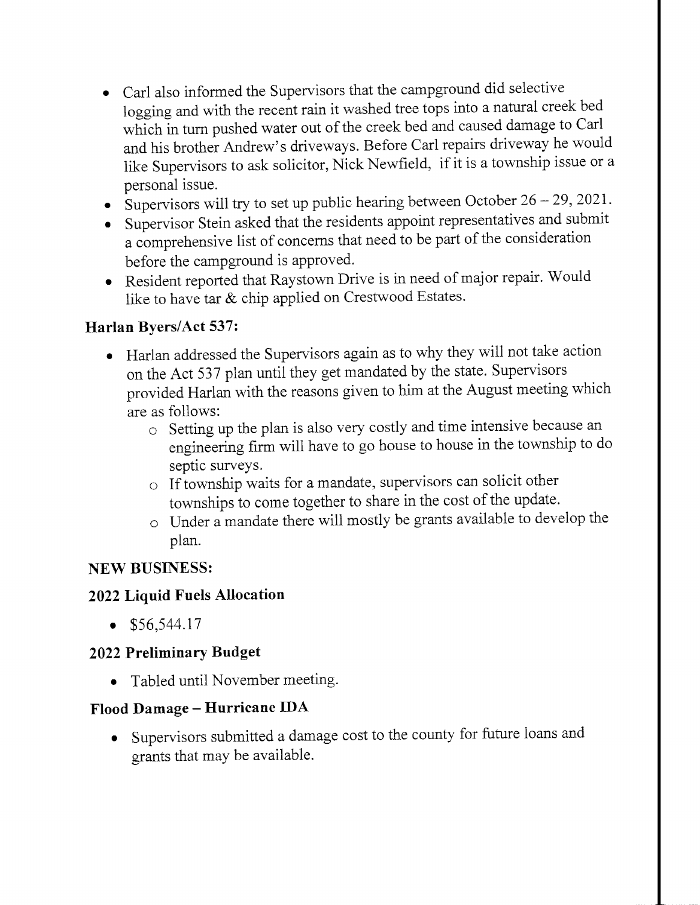- Carl also informed the Supervisors that the campground did selective logging and with the recent rain it washed tree tops into a natural creek bed which in turn pushed water out of the creek bed and caused damage to Carl and his brother Andrew's driveways. Before Carl repairs driveway he would like Supervisors to ask solicitor, Nick Newfield, if it is a township issue or a personal issue.
- Supervisors will try to set up public hearing between October 26 – 29, 2021.
- Supervisor Stein asked that the residents appoint representatives and submit a comprehensive list of concerns that need to be part of the consideration before the campground is approved.
- Resident reported that Raystown Drive is in need of major repair. Would like to have tar & chip applied on Crestwood Estates.

### Harlan Byers/Act 537:

- Harlan addressed the Supervisors again as to why they will not take action on the Act 537 plan until they get mandated by the state. Supervisors provided Harlan with the reasons given to him at the August meeting which are as follows:
  - Setting up the plan is also very costly and time intensive because an engineering firm will have to go house to house in the township to do septic surveys.
  - If township waits for a mandate, supervisors can solicit other townships to come together to share in the cost of the update.
  - Under a mandate there will mostly be grants available to develop the plan.

## NEW BUSINESS:

### 2022 Liquid Fuels Allocation

- $56,544.17

### 2022 Preliminary Budget

- Tabled until November meeting.

### Flood Damage – Hurricane IDA

- Supervisors submitted a damage cost to the county for future loans and grants that may be available.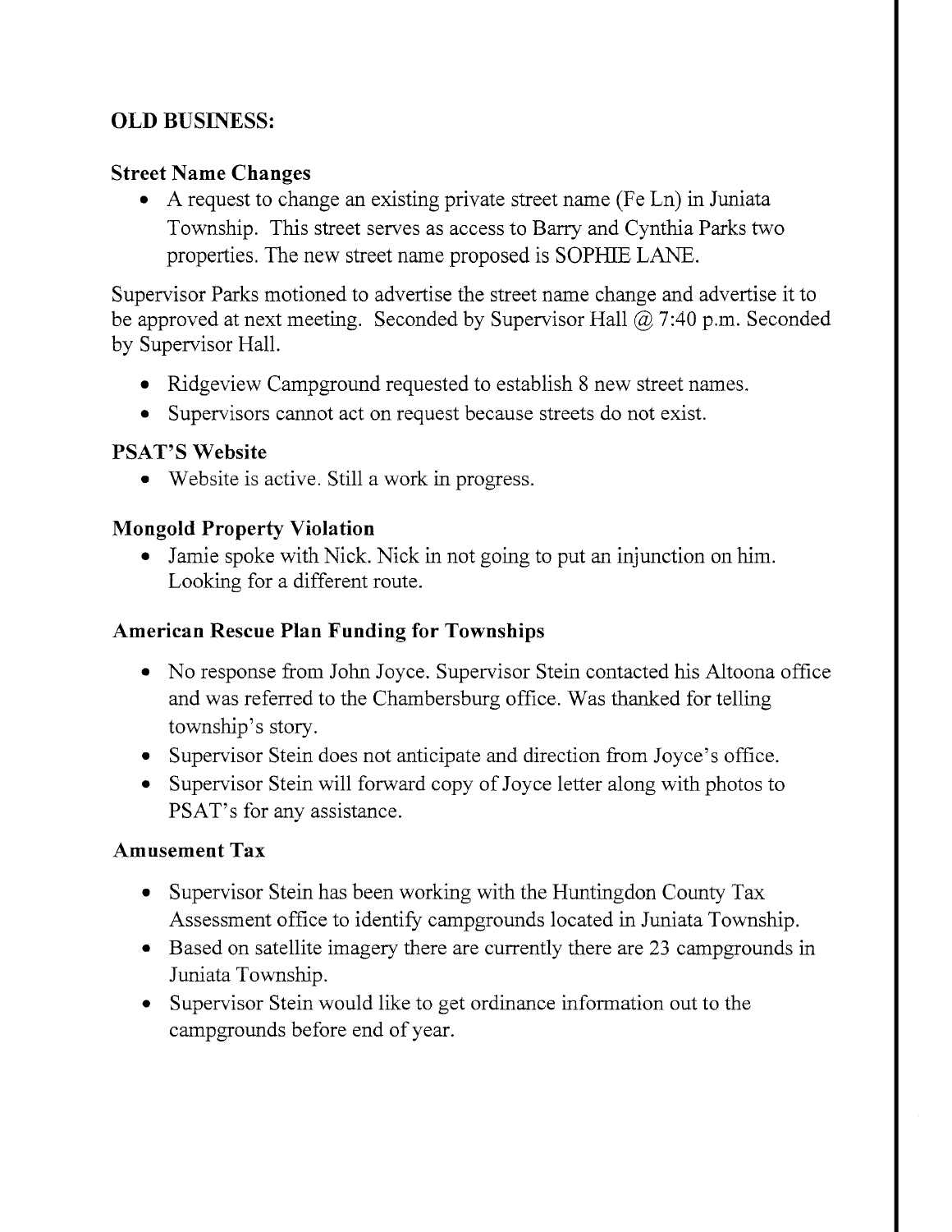## OLD BUSINESS:

### Street Name Changes

- A request to change an existing private street name (Fe Ln) in Juniata Township. This street serves as access to Barry and Cynthia Parks two properties. The new street name proposed is SOPHIE LANE.

Supervisor Parks motioned to advertise the street name change and advertise it to be approved at next meeting. Seconded by Supervisor Hall @ 7:40 p.m. Seconded by Supervisor Hall.

- Ridgeview Campground requested to establish 8 new street names.
- Supervisors cannot act on request because streets do not exist.

### PSAT'S Website

- Website is active. Still a work in progress.

### Mongold Property Violation

- Jamie spoke with Nick. Nick in not going to put an injunction on him. Looking for a different route.

### American Rescue Plan Funding for Townships

- No response from John Joyce. Supervisor Stein contacted his Altoona office and was referred to the Chambersburg office. Was thanked for telling township's story.
- Supervisor Stein does not anticipate and direction from Joyce's office.
- Supervisor Stein will forward copy of Joyce letter along with photos to PSAT's for any assistance.

### Amusement Tax

- Supervisor Stein has been working with the Huntingdon County Tax Assessment office to identify campgrounds located in Juniata Township.
- Based on satellite imagery there are currently there are 23 campgrounds in Juniata Township.
- Supervisor Stein would like to get ordinance information out to the campgrounds before end of year.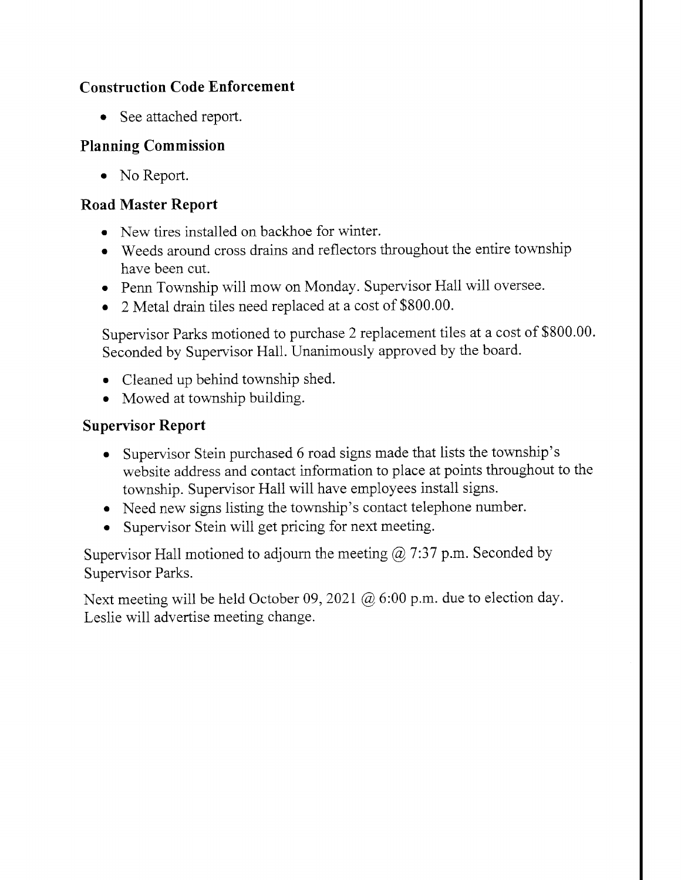### Construction Code Enforcement

- See attached report.

### Planning Commission

- No Report.

### Road Master Report

- New tires installed on backhoe for winter.
- Weeds around cross drains and reflectors throughout the entire township have been cut.
- Penn Township will mow on Monday. Supervisor Hall will oversee.
- 2 Metal drain tiles need replaced at a cost of $800.00.

Supervisor Parks motioned to purchase 2 replacement tiles at a cost of $800.00. Seconded by Supervisor Hall. Unanimously approved by the board.

- Cleaned up behind township shed.
- Mowed at township building.

### Supervisor Report

- Supervisor Stein purchased 6 road signs made that lists the township's website address and contact information to place at points throughout to the township. Supervisor Hall will have employees install signs.
- Need new signs listing the township's contact telephone number.
- Supervisor Stein will get pricing for next meeting.

Supervisor Hall motioned to adjourn the meeting @ 7:37 p.m. Seconded by Supervisor Parks.

Next meeting will be held October 09, 2021 @ 6:00 p.m. due to election day. Leslie will advertise meeting change.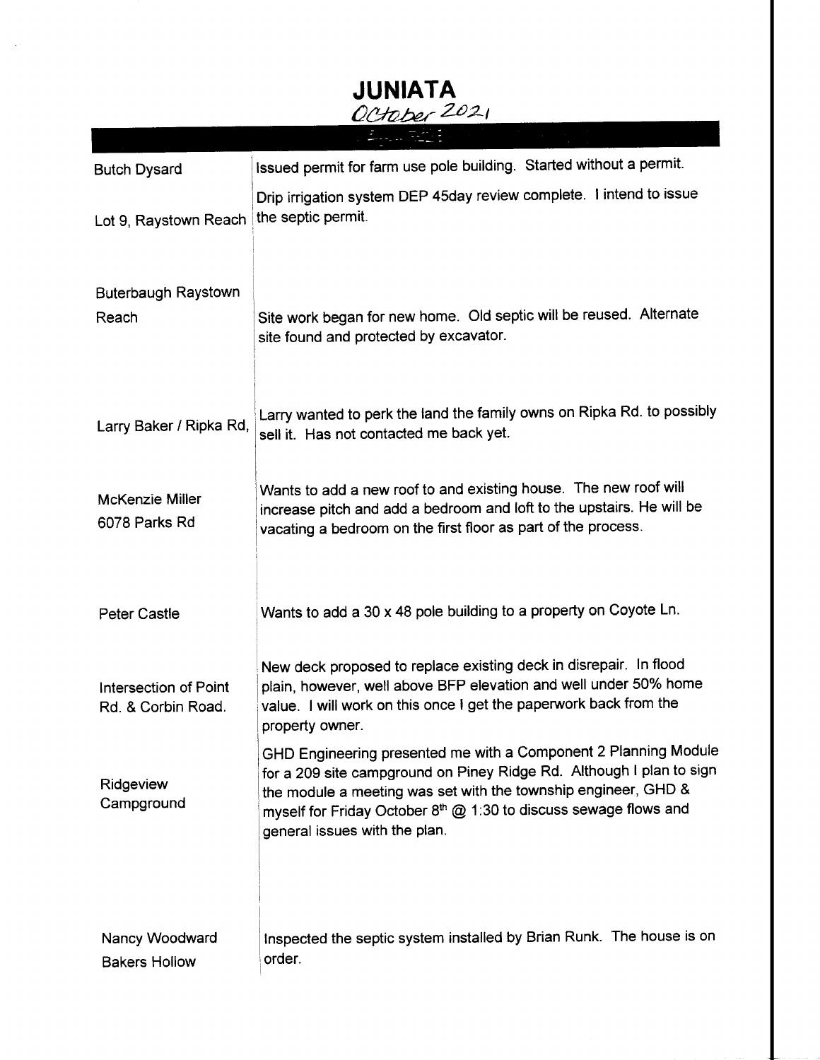# JUNIATA

*October 2021*

| | |
|---|---|
| Butch Dysard | Issued permit for farm use pole building. Started without a permit. |
| Lot 9, Raystown Reach | Drip irrigation system DEP 45day review complete. I intend to issue the septic permit. |
| Buterbaugh Raystown Reach | Site work began for new home. Old septic will be reused. Alternate site found and protected by excavator. |
| Larry Baker / Ripka Rd, | Larry wanted to perk the land the family owns on Ripka Rd. to possibly sell it. Has not contacted me back yet. |
| McKenzie Miller 6078 Parks Rd | Wants to add a new roof to and existing house. The new roof will increase pitch and add a bedroom and loft to the upstairs. He will be vacating a bedroom on the first floor as part of the process. |
| Peter Castle | Wants to add a 30 x 48 pole building to a property on Coyote Ln. |
| Intersection of Point Rd. & Corbin Road. | New deck proposed to replace existing deck in disrepair. In flood plain, however, well above BFP elevation and well under 50% home value. I will work on this once I get the paperwork back from the property owner. |
| Ridgeview Campground | GHD Engineering presented me with a Component 2 Planning Module for a 209 site campground on Piney Ridge Rd. Although I plan to sign the module a meeting was set with the township engineer, GHD & myself for Friday October 8th @ 1:30 to discuss sewage flows and general issues with the plan. |
| Nancy Woodward Bakers Hollow | Inspected the septic system installed by Brian Runk. The house is on order. |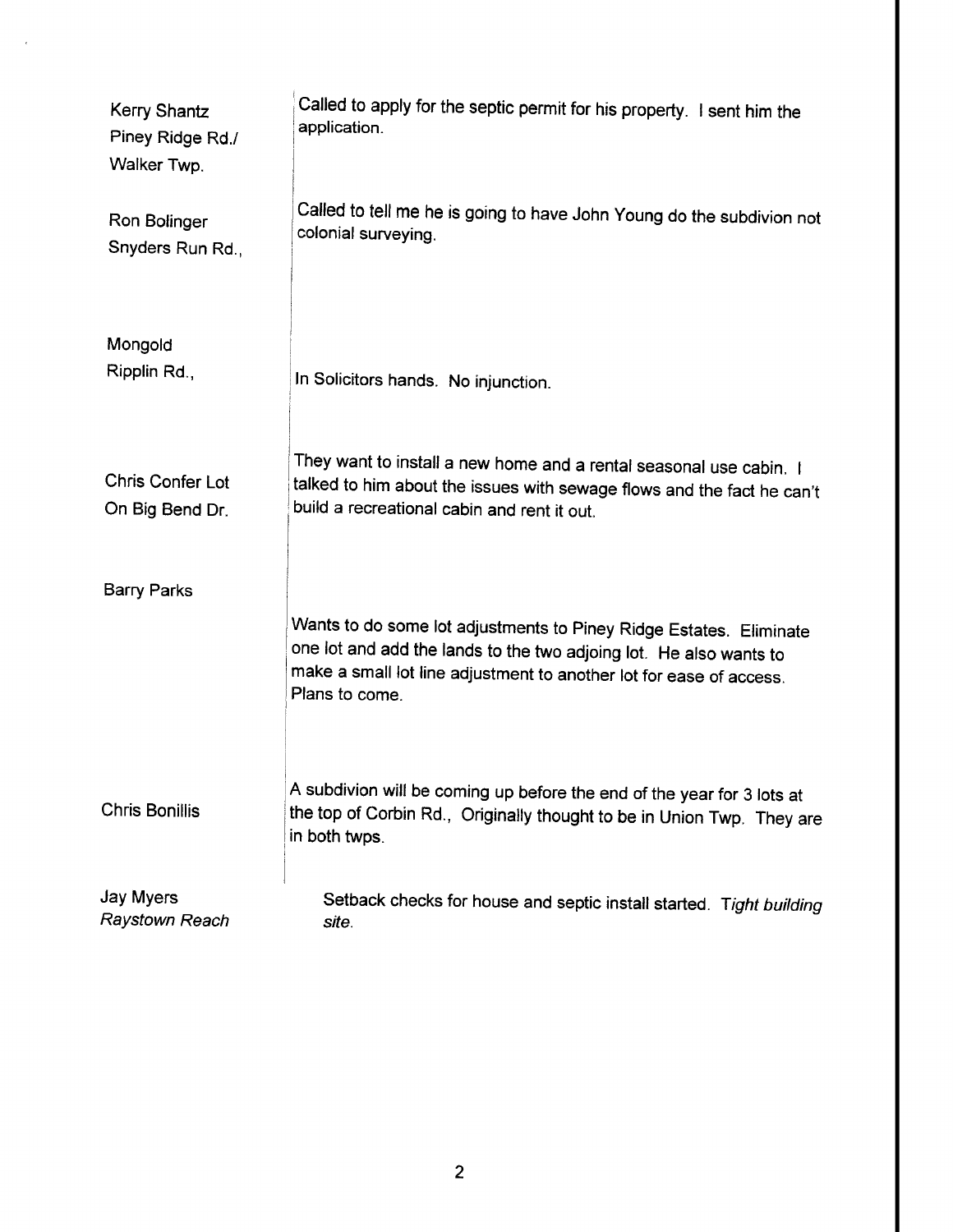| | |
|---|---|
| Kerry Shantz<br>Piney Ridge Rd./<br>Walker Twp. | Called to apply for the septic permit for his property. I sent him the application. |
| Ron Bolinger<br>Snyders Run Rd., | Called to tell me he is going to have John Young do the subdivion not colonial surveying. |
| Mongold<br>Ripplin Rd., | In Solicitors hands. No injunction. |
| Chris Confer Lot<br>On Big Bend Dr. | They want to install a new home and a rental seasonal use cabin. I talked to him about the issues with sewage flows and the fact he can't build a recreational cabin and rent it out. |
| Barry Parks | Wants to do some lot adjustments to Piney Ridge Estates. Eliminate one lot and add the lands to the two adjoing lot. He also wants to make a small lot line adjustment to another lot for ease of access. Plans to come. |
| Chris Bonillis | A subdivion will be coming up before the end of the year for 3 lots at the top of Corbin Rd., Originally thought to be in Union Twp. They are in both twps. |
| Jay Myers<br>*Raystown Reach* | Setback checks for house and septic install started. *Tight building site.* |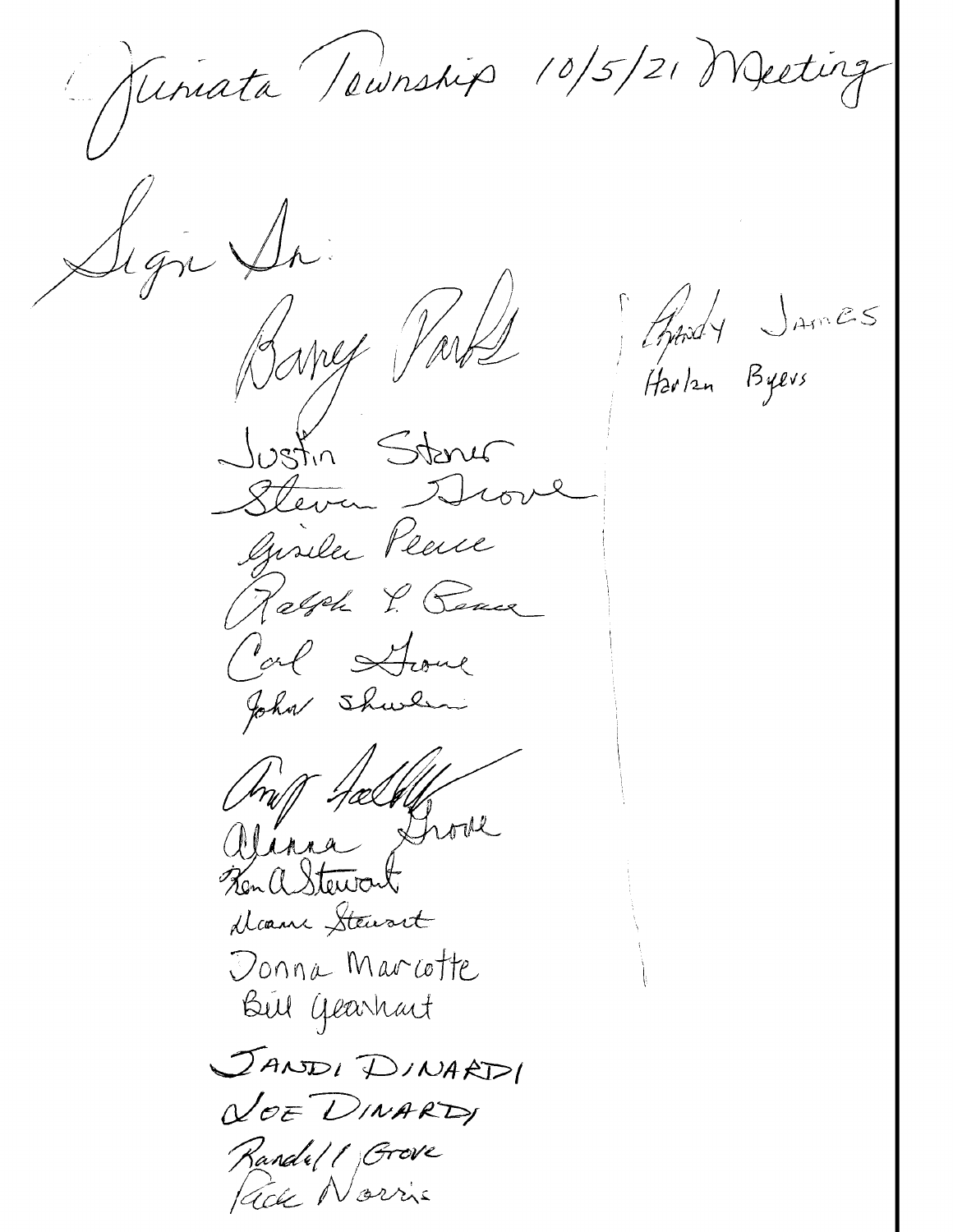Juniata Township 10/5/21 Meeting

Sign In:

Barry Parks

Justin Stoner

Steven Grove

Giselle Pearce

Ralph L. Pearce

Carl Grove

John Shulin

Amy Felty

Alanna Grove

Ken A Stewart

Diane Stewart

Donna Marcotte

Bill Gearhart

JANDI DINARDI

JOE DINARDI

Randall Grove

Rick Norris

Randy James

Harlan Byers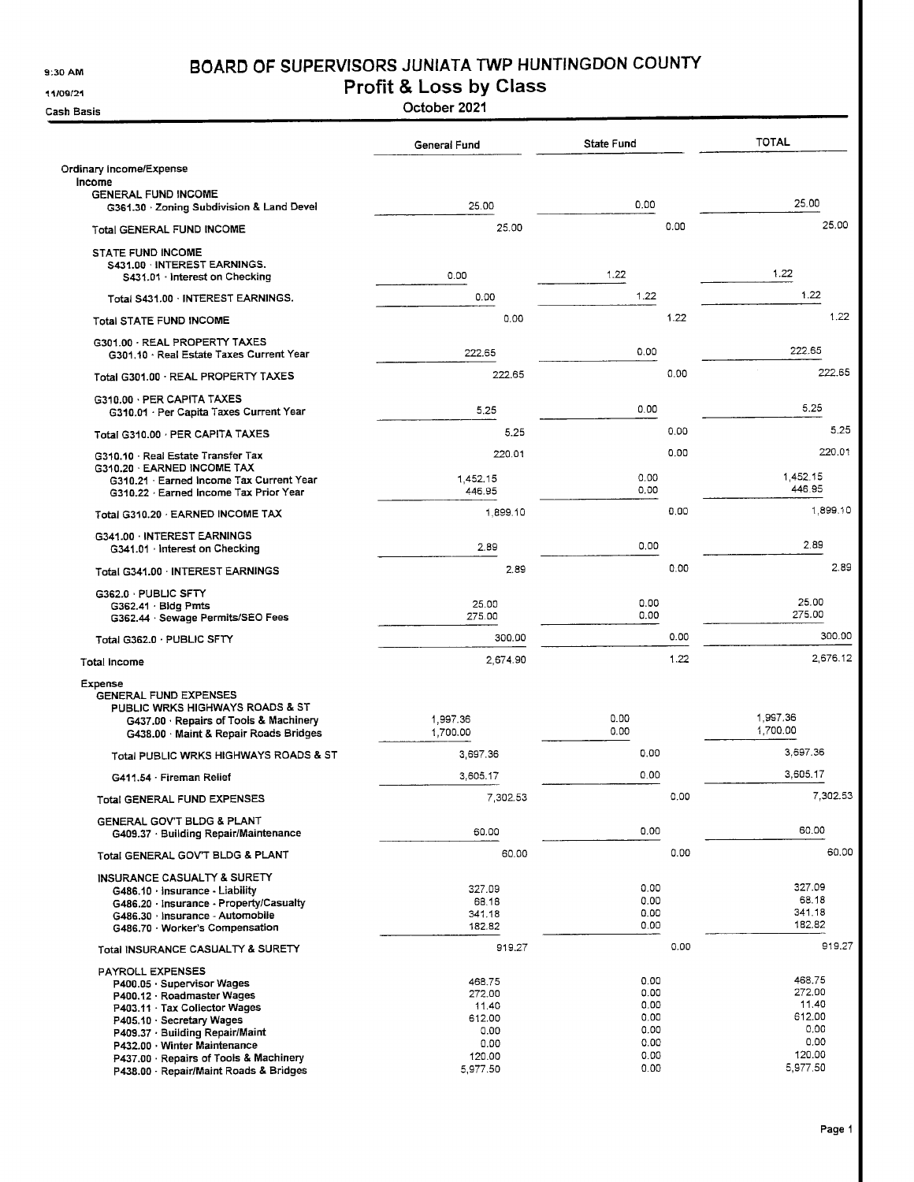9:30 AM

11/09/21

Cash Basis

# BOARD OF SUPERVISORS JUNIATA TWP HUNTINGDON COUNTY

## Profit & Loss by Class

October 2021

| | General Fund | State Fund | TOTAL |
|---|---|---|---|
| Ordinary Income/Expense | | | |
| Income | | | |
| GENERAL FUND INCOME | | | |
| G361.30 · Zoning Subdivision & Land Devel | 25.00 | 0.00 | 25.00 |
| Total GENERAL FUND INCOME | 25.00 | 0.00 | 25.00 |
| STATE FUND INCOME | | | |
| S431.00 · INTEREST EARNINGS. | | | |
| S431.01 · Interest on Checking | 0.00 | 1.22 | 1.22 |
| Total S431.00 · INTEREST EARNINGS. | 0.00 | 1.22 | 1.22 |
| Total STATE FUND INCOME | 0.00 | 1.22 | 1.22 |
| G301.00 · REAL PROPERTY TAXES | | | |
| G301.10 · Real Estate Taxes Current Year | 222.65 | 0.00 | 222.65 |
| Total G301.00 · REAL PROPERTY TAXES | 222.65 | 0.00 | 222.65 |
| G310.00 · PER CAPITA TAXES | | | |
| G310.01 · Per Capita Taxes Current Year | 5.25 | 0.00 | 5.25 |
| Total G310.00 · PER CAPITA TAXES | 5.25 | 0.00 | 5.25 |
| G310.10 · Real Estate Transfer Tax | 220.01 | 0.00 | 220.01 |
| G310.20 · EARNED INCOME TAX | | | |
| G310.21 · Earned Income Tax Current Year | 1,452.15 | 0.00 | 1,452.15 |
| G310.22 · Earned Income Tax Prior Year | 446.95 | 0.00 | 446.95 |
| Total G310.20 · EARNED INCOME TAX | 1,899.10 | 0.00 | 1,899.10 |
| G341.00 · INTEREST EARNINGS | | | |
| G341.01 · Interest on Checking | 2.89 | 0.00 | 2.89 |
| Total G341.00 · INTEREST EARNINGS | 2.89 | 0.00 | 2.89 |
| G362.0 · PUBLIC SFTY | | | |
| G362.41 · Bldg Pmts | 25.00 | 0.00 | 25.00 |
| G362.44 · Sewage Permits/SEO Fees | 275.00 | 0.00 | 275.00 |
| Total G362.0 · PUBLIC SFTY | 300.00 | 0.00 | 300.00 |
| Total Income | 2,674.90 | 1.22 | 2,676.12 |
| Expense | | | |
| GENERAL FUND EXPENSES | | | |
| PUBLIC WRKS HIGHWAYS ROADS & ST | | | |
| G437.00 · Repairs of Tools & Machinery | 1,997.36 | 0.00 | 1,997.36 |
| G438.00 · Maint & Repair Roads Bridges | 1,700.00 | 0.00 | 1,700.00 |
| Total PUBLIC WRKS HIGHWAYS ROADS & ST | 3,697.36 | 0.00 | 3,697.36 |
| G411.54 · Fireman Relief | 3,605.17 | 0.00 | 3,605.17 |
| Total GENERAL FUND EXPENSES | 7,302.53 | 0.00 | 7,302.53 |
| GENERAL GOV'T BLDG & PLANT | | | |
| G409.37 · Building Repair/Maintenance | 60.00 | 0.00 | 60.00 |
| Total GENERAL GOV'T BLDG & PLANT | 60.00 | 0.00 | 60.00 |
| INSURANCE CASUALTY & SURETY | | | |
| G486.10 · Insurance - Liability | 327.09 | 0.00 | 327.09 |
| G486.20 · Insurance - Property/Casualty | 68.18 | 0.00 | 68.18 |
| G486.30 · Insurance - Automobile | 341.18 | 0.00 | 341.18 |
| G486.70 · Worker's Compensation | 182.82 | 0.00 | 182.82 |
| Total INSURANCE CASUALTY & SURETY | 919.27 | 0.00 | 919.27 |
| PAYROLL EXPENSES | | | |
| P400.05 · Supervisor Wages | 468.75 | 0.00 | 468.75 |
| P400.12 · Roadmaster Wages | 272.00 | 0.00 | 272.00 |
| P403.11 · Tax Collector Wages | 11.40 | 0.00 | 11.40 |
| P405.10 · Secretary Wages | 612.00 | 0.00 | 612.00 |
| P409.37 · Building Repair/Maint | 0.00 | 0.00 | 0.00 |
| P432.00 · Winter Maintenance | 0.00 | 0.00 | 0.00 |
| P437.00 · Repairs of Tools & Machinery | 120.00 | 0.00 | 120.00 |
| P438.00 · Repair/Maint Roads & Bridges | 5,977.50 | 0.00 | 5,977.50 |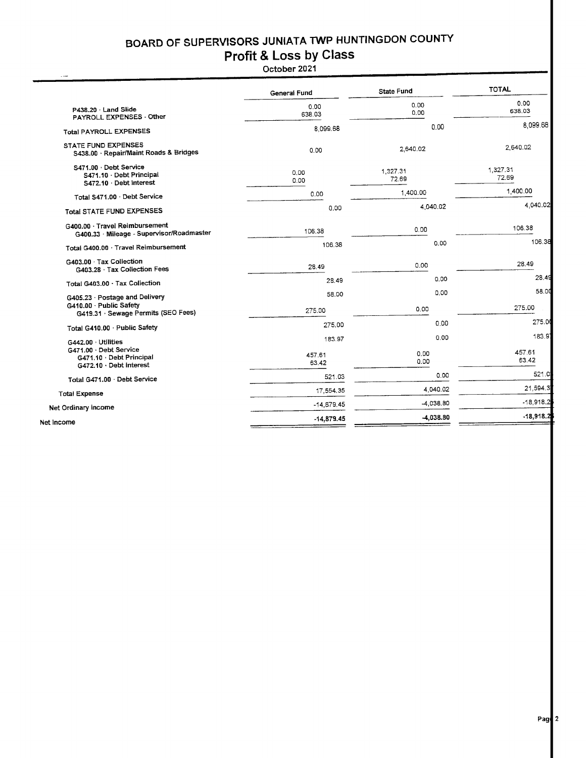# BOARD OF SUPERVISORS JUNIATA TWP HUNTINGDON COUNTY

## Profit & Loss by Class

October 2021

| | General Fund | State Fund | TOTAL |
|---|---|---|---|
| P438.20 · Land Slide | 0.00 | 0.00 | 0.00 |
| PAYROLL EXPENSES - Other | 638.03 | 0.00 | 638.03 |
| Total PAYROLL EXPENSES | 8,099.68 | 0.00 | 8,099.68 |
| STATE FUND EXPENSES | | | |
| S438.00 · Repair/Maint Roads & Bridges | 0.00 | 2,640.02 | 2,640.02 |
| S471.00 · Debt Service | | | |
| S471.10 · Debt Principal | 0.00 | 1,327.31 | 1,327.31 |
| S472.10 · Debt Interest | 0.00 | 72.69 | 72.69 |
| Total S471.00 · Debt Service | 0.00 | 1,400.00 | 1,400.00 |
| Total STATE FUND EXPENSES | 0.00 | 4,040.02 | 4,040.02 |
| G400.00 · Travel Reimbursement | | | |
| G400.33 · Mileage - Supervisor/Roadmaster | 106.38 | 0.00 | 106.38 |
| Total G400.00 · Travel Reimbursement | 106.38 | 0.00 | 106.38 |
| G403.00 · Tax Collection | | | |
| G403.28 · Tax Collection Fees | 28.49 | 0.00 | 28.49 |
| Total G403.00 · Tax Collection | 28.49 | 0.00 | 28.49 |
| G405.23 · Postage and Delivery | 58.00 | 0.00 | 58.00 |
| G410.00 · Public Safety | | | |
| G419.31 · Sewage Permits (SEO Fees) | 275.00 | 0.00 | 275.00 |
| Total G410.00 · Public Safety | 275.00 | 0.00 | 275.00 |
| G442.00 · Utilities | 183.97 | 0.00 | 183.97 |
| G471.00 · Debt Service | | | |
| G471.10 · Debt Principal | 457.61 | 0.00 | 457.61 |
| G472.10 · Debt Interest | 63.42 | 0.00 | 63.42 |
| Total G471.00 · Debt Service | 521.03 | 0.00 | 521.03 |
| Total Expense | 17,554.35 | 4,040.02 | 21,594.37 |
| Net Ordinary Income | -14,879.45 | -4,038.80 | -18,918.25 |
| Net Income | **-14,879.45** | **-4,038.80** | **-18,918.25** |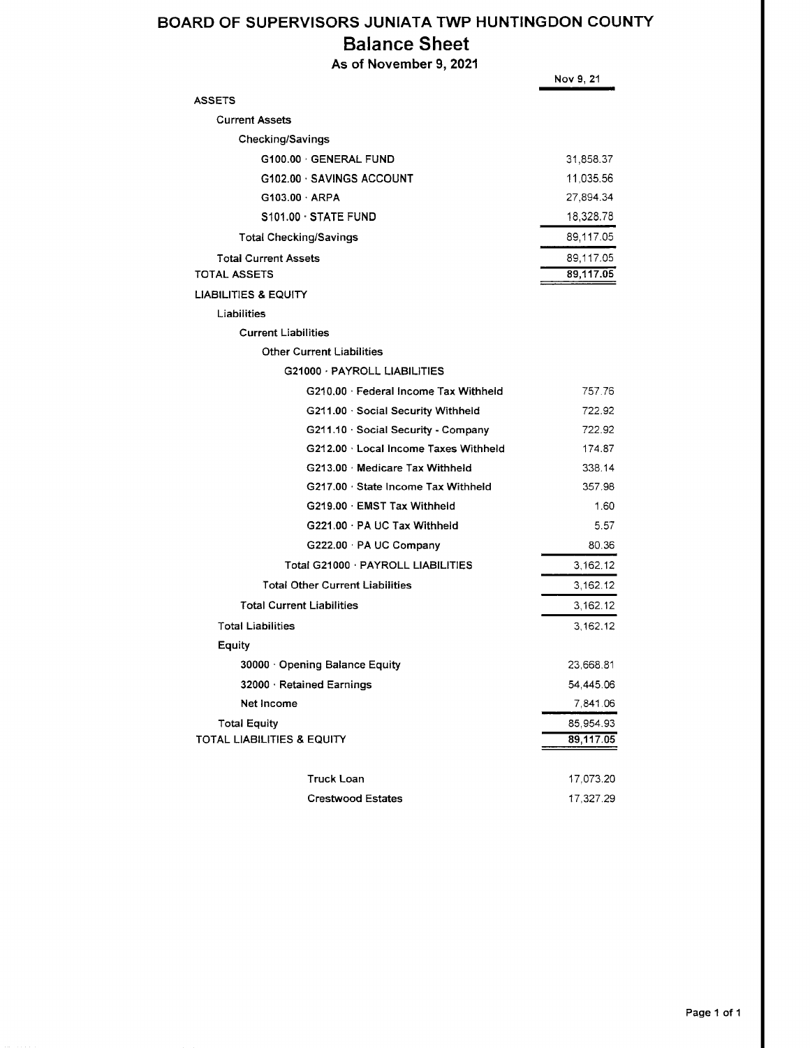# BOARD OF SUPERVISORS JUNIATA TWP HUNTINGDON COUNTY

## Balance Sheet

### As of November 9, 2021

| | Nov 9, 21 |
|---|---|
| ASSETS | |
| Current Assets | |
| Checking/Savings | |
| G100.00 · GENERAL FUND | 31,858.37 |
| G102.00 · SAVINGS ACCOUNT | 11,035.56 |
| G103.00 · ARPA | 27,894.34 |
| S101.00 · STATE FUND | 18,328.78 |
| Total Checking/Savings | 89,117.05 |
| Total Current Assets | 89,117.05 |
| TOTAL ASSETS | 89,117.05 |
| LIABILITIES & EQUITY | |
| Liabilities | |
| Current Liabilities | |
| Other Current Liabilities | |
| G21000 · PAYROLL LIABILITIES | |
| G210.00 · Federal Income Tax Withheld | 757.76 |
| G211.00 · Social Security Withheld | 722.92 |
| G211.10 · Social Security - Company | 722.92 |
| G212.00 · Local Income Taxes Withheld | 174.87 |
| G213.00 · Medicare Tax Withheld | 338.14 |
| G217.00 · State Income Tax Withheld | 357.98 |
| G219.00 · EMST Tax Withheld | 1.60 |
| G221.00 · PA UC Tax Withheld | 5.57 |
| G222.00 · PA UC Company | 80.36 |
| Total G21000 · PAYROLL LIABILITIES | 3,162.12 |
| Total Other Current Liabilities | 3,162.12 |
| Total Current Liabilities | 3,162.12 |
| Total Liabilities | 3,162.12 |
| Equity | |
| 30000 · Opening Balance Equity | 23,668.81 |
| 32000 · Retained Earnings | 54,445.06 |
| Net Income | 7,841.06 |
| Total Equity | 85,954.93 |
| TOTAL LIABILITIES & EQUITY | 89,117.05 |

| | |
|---|---|
| Truck Loan | 17,073.20 |
| Crestwood Estates | 17,327.29 |